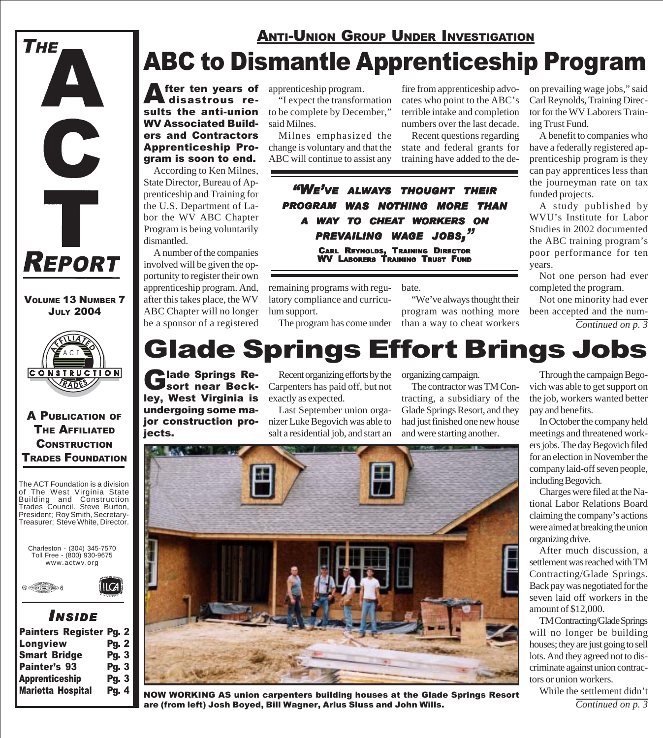# THE ACT REPORT

**VOLUME 13 NUMBER 7**
**JULY 2004**

**A PUBLICATION OF THE AFFILIATED CONSTRUCTION TRADES FOUNDATION**

The ACT Foundation is a division of The West Virginia State Building and Construction Trades Council. Steve Burton, President; Roy Smith, Secretary-Treasurer; Steve White, Director.

Charleston - (304) 345-7570
Toll Free - (800) 930-9675
www.actwv.org

### INSIDE

| | |
|---|---|
| Painters Register | Pg. 2 |
| Longview | Pg. 2 |
| Smart Bridge | Pg. 3 |
| Painter's 93 | Pg. 3 |
| Apprenticeship | Pg. 3 |
| Marietta Hospital | Pg. 4 |

---

## ANTI-UNION GROUP UNDER INVESTIGATION

# ABC to Dismantle Apprenticeship Program

**After ten years of disastrous results the anti-union WV Associated Builders and Contractors Apprenticeship Program is soon to end.**

According to Ken Milnes, State Director, Bureau of Apprenticeship and Training for the U.S. Department of Labor the WV ABC Chapter Program is being voluntarily dismantled.

A number of the companies involved will be given the opportunity to register their own apprenticeship program. And, after this takes place, the WV ABC Chapter will no longer be a sponsor of a registered apprenticeship program.

"I expect the transformation to be complete by December," said Milnes.

Milnes emphasized the change is voluntary and that the ABC will continue to assist any remaining programs with regulatory compliance and curriculum support.

The program has come under fire from apprenticeship advocates who point to the ABC's terrible intake and completion numbers over the last decade.

Recent questions regarding state and federal grants for training have added to the debate.

> **"WE'VE ALWAYS THOUGHT THEIR PROGRAM WAS NOTHING MORE THAN A WAY TO CHEAT WORKERS ON PREVAILING WAGE JOBS,"**
>
> CARL REYNOLDS, TRAINING DIRECTOR
> WV LABORERS TRAINING TRUST FUND

"We've always thought their program was nothing more than a way to cheat workers on prevailing wage jobs," said Carl Reynolds, Training Director for the WV Laborers Training Trust Fund.

A benefit to companies who have a federally registered apprenticeship program is they can pay apprentices less than the journeyman rate on tax funded projects.

A study published by WVU's Institute for Labor Studies in 2002 documented the ABC training program's poor performance for ten years.

Not one person had ever completed the program.

Not one minority had ever been accepted and the num-

*Continued on p. 3*

# Glade Springs Effort Brings Jobs

**Glade Springs Resort near Beckley, West Virginia is undergoing some major construction projects.**

Recent organizing efforts by the Carpenters has paid off, but not exactly as expected.

Last September union organizer Luke Begovich was able to salt a residential job, and start an organizing campaign.

The contractor was TM Contracting, a subsidiary of the Glade Springs Resort, and they had just finished one new house and were starting another.

Through the campaign Begovich was able to get support on the job, workers wanted better pay and benefits.

In October the company held meetings and threatened workers jobs. The day Begovich filed for an election in November the company laid-off seven people, including Begovich.

Charges were filed at the National Labor Relations Board claiming the company's actions were aimed at breaking the union organizing drive.

After much discussion, a settlement was reached with TM Contracting/Glade Springs. Back pay was negotiated for the seven laid off workers in the amount of $12,000.

TM Contracting/Glade Springs will no longer be building houses; they are just going to sell lots. And they agreed not to discriminate against union contractors or union workers.

While the settlement didn't

*Continued on p. 3*

**NOW WORKING AS union carpenters building houses at the Glade Springs Resort are (from left) Josh Boyed, Bill Wagner, Arlus Sluss and John Wills.**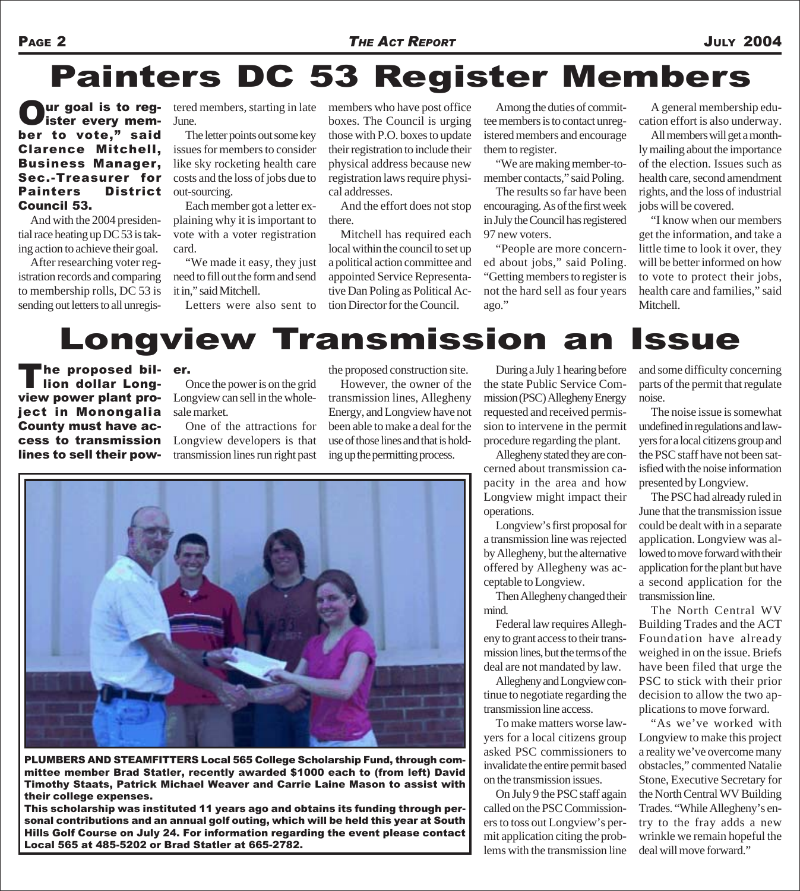# Painters DC 53 Register Members

**"Our goal is to register every member to vote," said Clarence Mitchell, Business Manager, Sec.-Treasurer for Painters District Council 53.**

And with the 2004 presidential race heating up DC 53 is taking action to achieve their goal.

After researching voter registration records and comparing to membership rolls, DC 53 is sending out letters to all unregistered members, starting in late June.

The letter points out some key issues for members to consider like sky rocketing health care costs and the loss of jobs due to out-sourcing.

Each member got a letter explaining why it is important to vote with a voter registration card.

"We made it easy, they just need to fill out the form and send it in," said Mitchell.

Letters were also sent to members who have post office boxes. The Council is urging those with P.O. boxes to update their registration to include their physical address because new registration laws require physical addresses.

And the effort does not stop there.

Mitchell has required each local within the council to set up a political action committee and appointed Service Representative Dan Poling as Political Action Director for the Council.

Among the duties of committee members is to contact unregistered members and encourage them to register.

"We are making member-to-member contacts," said Poling.

The results so far have been encouraging. As of the first week in July the Council has registered 97 new voters.

"People are more concerned about jobs," said Poling. "Getting members to register is not the hard sell as four years ago."

A general membership education effort is also underway.

All members will get a monthly mailing about the importance of the election. Issues such as health care, second amendment rights, and the loss of industrial jobs will be covered.

"I know when our members get the information, and take a little time to look it over, they will be better informed on how to vote to protect their jobs, health care and families," said Mitchell.

# Longview Transmission an Issue

**The proposed billion dollar Longview power plant project in Monongalia County must have access to transmission lines to sell their power.**

Once the power is on the grid Longview can sell in the wholesale market.

One of the attractions for Longview developers is that transmission lines run right past the proposed construction site.

However, the owner of the transmission lines, Allegheny Energy, and Longview have not been able to make a deal for the use of those lines and that is holding up the permitting process.

During a July 1 hearing before the state Public Service Commission (PSC) Allegheny Energy requested and received permission to intervene in the permit procedure regarding the plant.

Allegheny stated they are concerned about transmission capacity in the area and how Longview might impact their operations.

Longview's first proposal for a transmission line was rejected by Allegheny, but the alternative offered by Allegheny was acceptable to Longview.

Then Allegheny changed their mind.

Federal law requires Allegheny to grant access to their transmission lines, but the terms of the deal are not mandated by law.

Allegheny and Longview continue to negotiate regarding the transmission line access.

To make matters worse lawyers for a local citizens group asked PSC commissioners to invalidate the entire permit based on the transmission issues.

On July 9 the PSC staff again called on the PSC Commissioners to toss out Longview's permit application citing the problems with the transmission line and some difficulty concerning parts of the permit that regulate noise.

The noise issue is somewhat undefined in regulations and lawyers for a local citizens group and the PSC staff have not been satisfied with the noise information presented by Longview.

The PSC had already ruled in June that the transmission issue could be dealt with in a separate application. Longview was allowed to move forward with their application for the plant but have a second application for the transmission line.

The North Central WV Building Trades and the ACT Foundation have already weighed in on the issue. Briefs have been filed that urge the PSC to stick with their prior decision to allow the two applications to move forward.

"As we've worked with Longview to make this project a reality we've overcome many obstacles," commented Natalie Stone, Executive Secretary for the North Central WV Building Trades. "While Allegheny's entry to the fray adds a new wrinkle we remain hopeful the deal will move forward."

**PLUMBERS AND STEAMFITTERS Local 565 College Scholarship Fund, through committee member Brad Statler, recently awarded $1000 each to (from left) David Timothy Staats, Patrick Michael Weaver and Carrie Laine Mason to assist with their college expenses.**

**This scholarship was instituted 11 years ago and obtains its funding through personal contributions and an annual golf outing, which will be held this year at South Hills Golf Course on July 24. For information regarding the event please contact Local 565 at 485-5202 or Brad Statler at 665-2782.**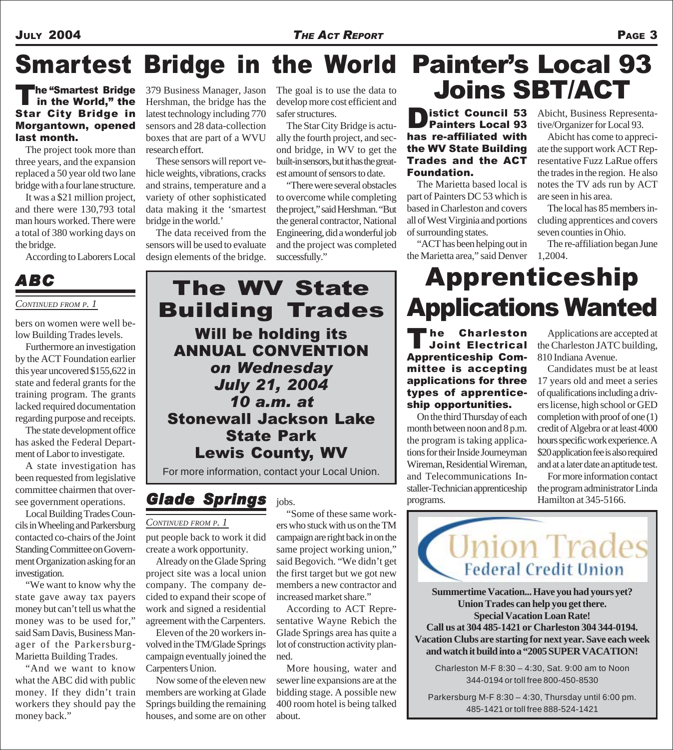# Smartest Bridge in the World

**The "Smartest Bridge in the World," the Star City Bridge in Morgantown, opened last month.**

The project took more than three years, and the expansion replaced a 50 year old two lane bridge with a four lane structure.

It was a $21 million project, and there were 130,793 total man hours worked. There were a total of 380 working days on the bridge.

According to Laborers Local 379 Business Manager, Jason Hershman, the bridge has the latest technology including 770 sensors and 28 data-collection boxes that are part of a WVU research effort.

These sensors will report vehicle weights, vibrations, cracks and strains, temperature and a variety of other sophisticated data making it the 'smartest bridge in the world.'

The data received from the sensors will be used to evaluate design elements of the bridge. The goal is to use the data to develop more cost efficient and safer structures.

The Star City Bridge is actually the fourth project, and second bridge, in WV to get the built-in sensors, but it has the greatest amount of sensors to date.

"There were several obstacles to overcome while completing the project," said Hershman. "But the general contractor, National Engineering, did a wonderful job and the project was completed successfully."

# Painter's Local 93 Joins SBT/ACT

**Distict Council 53 Painters Local 93 has re-affiliated with the WV State Building Trades and the ACT Foundation.**

The Marietta based local is part of Painters DC 53 which is based in Charleston and covers all of West Virginia and portions of surrounding states.

"ACT has been helping out in the Marietta area," said Denver Abicht, Business Representative/Organizer for Local 93.

Abicht has come to appreciate the support work ACT Representative Fuzz LaRue offers the trades in the region. He also notes the TV ads run by ACT are seen in his area.

The local has 85 members including apprentices and covers seven counties in Ohio.

The re-affiliation began June 1,2004.

## *ABC*

*Continued from p. 1*

bers on women were well below Building Trades levels.

Furthermore an investigation by the ACT Foundation earlier this year uncovered $155,622 in state and federal grants for the training program. The grants lacked required documentation regarding purpose and receipts.

The state development office has asked the Federal Department of Labor to investigate.

A state investigation has been requested from legislative committee chairmen that oversee government operations.

Local Building Trades Councils in Wheeling and Parkersburg contacted co-chairs of the Joint Standing Committee on Government Organization asking for an investigation.

"We want to know why the state gave away tax payers money but can't tell us what the money was to be used for," said Sam Davis, Business Manager of the Parkersburg-Marietta Building Trades.

"And we want to know what the ABC did with public money. If they didn't train workers they should pay the money back."

---

## The WV State Building Trades

**Will be holding its ANNUAL CONVENTION**
***on Wednesday July 21, 2004 10 a.m. at***
**Stonewall Jackson Lake State Park**
**Lewis County, WV**

For more information, contact your Local Union.

---

## *Glade Springs*

*Continued from p. 1*

put people back to work it did create a work opportunity.

Already on the Glade Spring project site was a local union company. The company decided to expand their scope of work and signed a residential agreement with the Carpenters.

Eleven of the 20 workers involved in the TM/Glade Springs campaign eventually joined the Carpenters Union.

Now some of the eleven new members are working at Glade Springs building the remaining houses, and some are on other jobs.

"Some of these same workers who stuck with us on the TM campaign are right back in on the same project working union," said Begovich. "We didn't get the first target but we got new members a new contractor and increased market share."

According to ACT Representative Wayne Rebich the Glade Springs area has quite a lot of construction activity planned.

More housing, water and sewer line expansions are at the bidding stage. A possible new 400 room hotel is being talked about.

# Apprenticeship Applications Wanted

**The Charleston Joint Electrical Apprenticeship Committee is accepting applications for three types of apprenticeship opportunities.**

On the third Thursday of each month between noon and 8 p.m. the program is taking applications for their Inside Journeyman Wireman, Residential Wireman, and Telecommunications Installer-Technician apprenticeship programs.

Applications are accepted at the Charleston JATC building, 810 Indiana Avenue.

Candidates must be at least 17 years old and meet a series of qualifications including a drivers license, high school or GED completion with proof of one (1) credit of Algebra or at least 4000 hours specific work experience. A $20 application fee is also required and at a later date an aptitude test.

For more information contact the program administrator Linda Hamilton at 345-5166.

---

**Union Trades Federal Credit Union**

**Summertime Vacation... Have you had yours yet?**
**Union Trades can help you get there.**
**Special Vacation Loan Rate!**
**Call us at 304 485-1421 or Charleston 304 344-0194.**
**Vacation Clubs are starting for next year. Save each week and watch it build into a "2005 SUPER VACATION!**

Charleston M-F 8:30 – 4:30, Sat. 9:00 am to Noon
344-0194 or toll free 800-450-8530

Parkersburg M-F 8:30 – 4:30, Thursday until 6:00 pm.
485-1421 or toll free 888-524-1421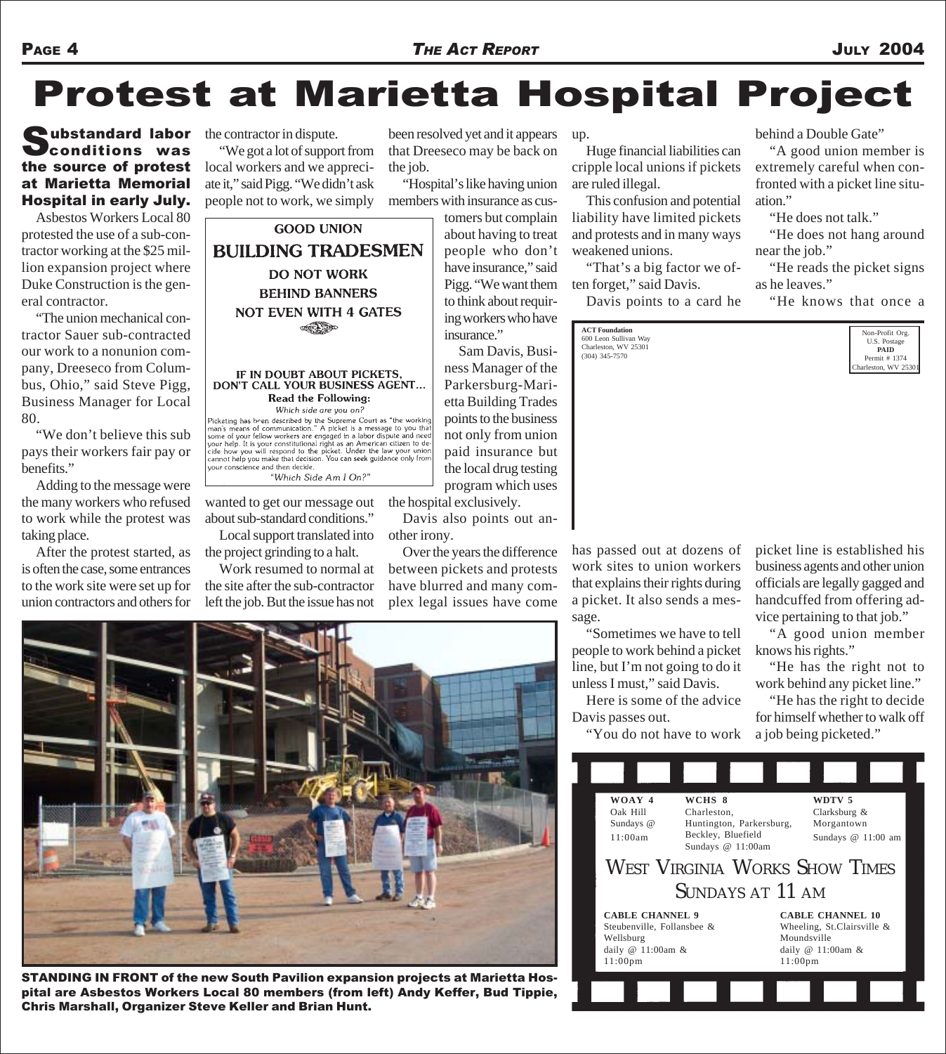# Protest at Marietta Hospital Project

**Substandard labor conditions was the source of protest at Marietta Memorial Hospital in early July.**

Asbestos Workers Local 80 protested the use of a sub-contractor working at the $25 million expansion project where Duke Construction is the general contractor.

"The union mechanical contractor Sauer sub-contracted our work to a nonunion company, Dreeseco from Columbus, Ohio," said Steve Pigg, Business Manager for Local 80.

"We don't believe this sub pays their workers fair pay or benefits."

Adding to the message were the many workers who refused to work while the protest was taking place.

After the protest started, as is often the case, some entrances to the work site were set up for union contractors and others for the contractor in dispute.

"We got a lot of support from local workers and we appreciate it," said Pigg. "We didn't ask people not to work, we simply wanted to get our message out about sub-standard conditions."

Local support translated into the project grinding to a halt.

Work resumed to normal at the site after the sub-contractor left the job. But the issue has not been resolved yet and it appears that Dreeseco may be back on the job.

"Hospital's like having union members with insurance as customers but complain about having to treat people who don't have insurance," said Pigg. "We want them to think about requiring workers who have insurance."

Sam Davis, Business Manager of the Parkersburg-Marietta Building Trades points to the business not only from union paid insurance but the local drug testing program which uses the hospital exclusively.

Davis also points out another irony.

Over the years the difference between pickets and protests have blurred and many complex legal issues have come up.

Huge financial liabilities can cripple local unions if pickets are ruled illegal.

This confusion and potential liability have limited pickets and protests and in many ways weakened unions.

"That's a big factor we often forget," said Davis.

Davis points to a card he has passed out at dozens of work sites to union workers that explains their rights during a picket. It also sends a message.

"Sometimes we have to tell people to work behind a picket line, but I'm not going to do it unless I must," said Davis.

Here is some of the advice Davis passes out.

"You do not have to work behind a Double Gate"

"A good union member is extremely careful when confronted with a picket line situation."

"He does not talk."

"He does not hang around near the job."

"He reads the picket signs as he leaves."

"He knows that once a picket line is established his business agents and other union officials are legally gagged and handcuffed from offering advice pertaining to that job."

"A good union member knows his rights."

"He has the right not to work behind any picket line."

"He has the right to decide for himself whether to walk off a job being picketed."

---

**GOOD UNION**
**BUILDING TRADESMEN**
**DO NOT WORK**
**BEHIND BANNERS**
**NOT EVEN WITH 4 GATES**

**IF IN DOUBT ABOUT PICKETS, DON'T CALL YOUR BUSINESS AGENT...**
**Read the Following:**
*Which side are you on?*

Picketing has been described by the Supreme Court as "the working man's means of communication." A picket is a message to you that some of your fellow workers are engaged in a labor dispute and need your help. It is your constitutional right as an American citizen to decide how you will respond to the picket. Under the law your union cannot help you make that decision. You can seek guidance only from your conscience and then decide.

*"Which Side Am I On?"*

---

**STANDING IN FRONT of the new South Pavilion expansion projects at Marietta Hospital are Asbestos Workers Local 80 members (from left) Andy Keffer, Bud Tippie, Chris Marshall, Organizer Steve Keller and Brian Hunt.**

---

**ACT Foundation**
600 Leon Sullivan Way
Charleston, WV 25301
(304) 345-7570

Non-Profit Org.
U.S. Postage
**PAID**
Permit # 1374
Charleston, WV 25301

---

**WOAY 4**
Oak Hill
Sundays @ 11:00am

**WCHS 8**
Charleston, Huntington, Parkersburg, Beckley, Bluefield
Sundays @ 11:00am

**WDTV 5**
Clarksburg & Morgantown
Sundays @ 11:00 am

## WEST VIRGINIA WORKS SHOW TIMES SUNDAYS AT 11 AM

**CABLE CHANNEL 9**
Steubenville, Follansbee & Wellsburg
daily @ 11:00am & 11:00pm

**CABLE CHANNEL 10**
Wheeling, St.Clairsville & Moundsville
daily @ 11:00am & 11:00pm